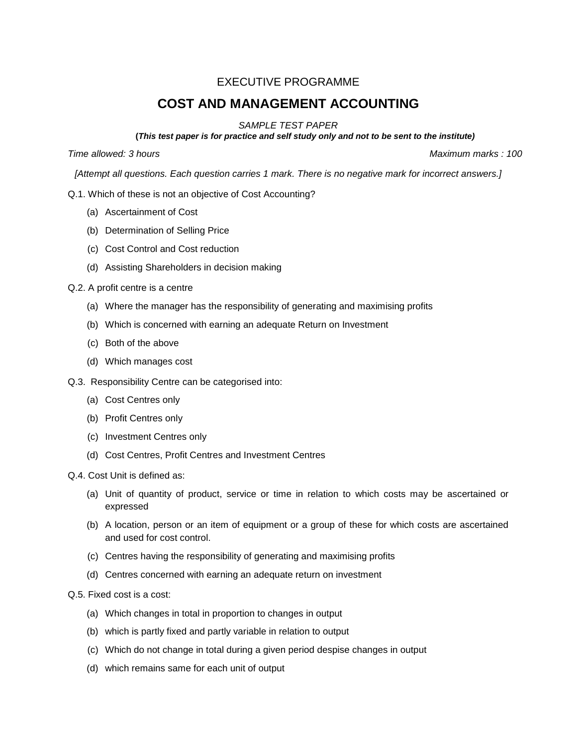EXECUTIVE PROGRAMME

# COST AND MANAGEMENT ACCOUNTING

*SAMPLE TEST PAPER*

***(This test paper is for practice and self study only and not to be sent to the institute)***

*Time allowed: 3 hours* *Maximum marks : 100*

*[Attempt all questions. Each question carries 1 mark. There is no negative mark for incorrect answers.]*

Q.1. Which of these is not an objective of Cost Accounting?

(a) Ascertainment of Cost

(b) Determination of Selling Price

(c) Cost Control and Cost reduction

(d) Assisting Shareholders in decision making

Q.2. A profit centre is a centre

(a) Where the manager has the responsibility of generating and maximising profits

(b) Which is concerned with earning an adequate Return on Investment

(c) Both of the above

(d) Which manages cost

Q.3. Responsibility Centre can be categorised into:

(a) Cost Centres only

(b) Profit Centres only

(c) Investment Centres only

(d) Cost Centres, Profit Centres and Investment Centres

Q.4. Cost Unit is defined as:

(a) Unit of quantity of product, service or time in relation to which costs may be ascertained or expressed

(b) A location, person or an item of equipment or a group of these for which costs are ascertained and used for cost control.

(c) Centres having the responsibility of generating and maximising profits

(d) Centres concerned with earning an adequate return on investment

Q.5. Fixed cost is a cost:

(a) Which changes in total in proportion to changes in output

(b) which is partly fixed and partly variable in relation to output

(c) Which do not change in total during a given period despise changes in output

(d) which remains same for each unit of output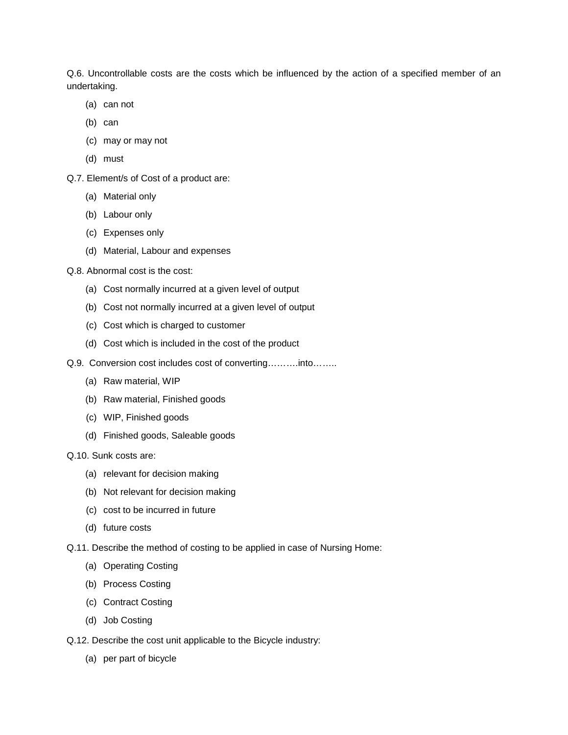Q.6. Uncontrollable costs are the costs which be influenced by the action of a specified member of an undertaking.

(a) can not

(b) can

(c) may or may not

(d) must

Q.7. Element/s of Cost of a product are:

(a) Material only

(b) Labour only

(c) Expenses only

(d) Material, Labour and expenses

Q.8. Abnormal cost is the cost:

(a) Cost normally incurred at a given level of output

(b) Cost not normally incurred at a given level of output

(c) Cost which is charged to customer

(d) Cost which is included in the cost of the product

Q.9. Conversion cost includes cost of converting……….into……..

(a) Raw material, WIP

(b) Raw material, Finished goods

(c) WIP, Finished goods

(d) Finished goods, Saleable goods

Q.10. Sunk costs are:

(a) relevant for decision making

(b) Not relevant for decision making

(c) cost to be incurred in future

(d) future costs

Q.11. Describe the method of costing to be applied in case of Nursing Home:

(a) Operating Costing

(b) Process Costing

(c) Contract Costing

(d) Job Costing

Q.12. Describe the cost unit applicable to the Bicycle industry:

(a) per part of bicycle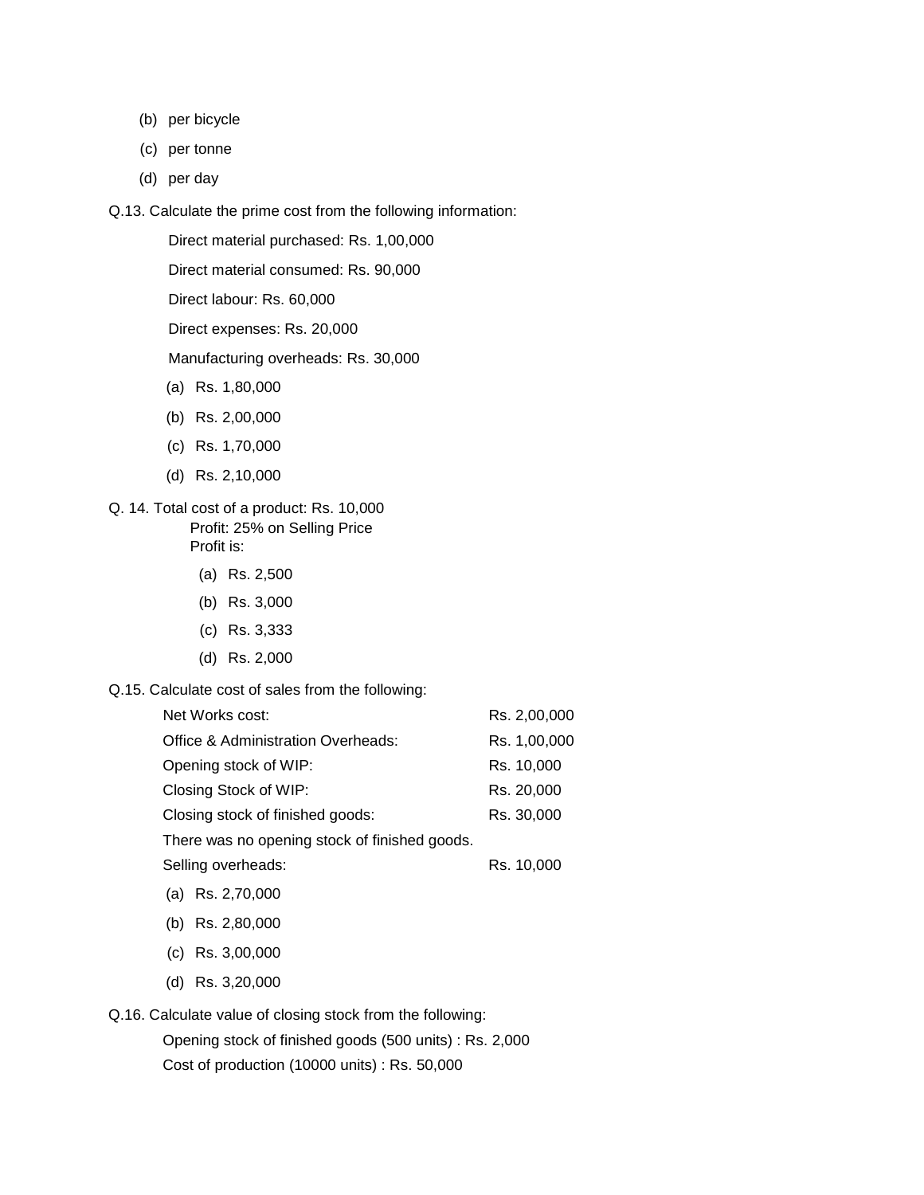(b) per bicycle

(c) per tonne

(d) per day

Q.13. Calculate the prime cost from the following information:

Direct material purchased: Rs. 1,00,000

Direct material consumed: Rs. 90,000

Direct labour: Rs. 60,000

Direct expenses: Rs. 20,000

Manufacturing overheads: Rs. 30,000

(a) Rs. 1,80,000

(b) Rs. 2,00,000

(c) Rs. 1,70,000

(d) Rs. 2,10,000

Q. 14. Total cost of a product: Rs. 10,000
Profit: 25% on Selling Price
Profit is:

(a) Rs. 2,500

(b) Rs. 3,000

(c) Rs. 3,333

(d) Rs. 2,000

Q.15. Calculate cost of sales from the following:

| | |
|---|---|
| Net Works cost: | Rs. 2,00,000 |
| Office & Administration Overheads: | Rs. 1,00,000 |
| Opening stock of WIP: | Rs. 10,000 |
| Closing Stock of WIP: | Rs. 20,000 |
| Closing stock of finished goods: | Rs. 30,000 |
| There was no opening stock of finished goods. | |
| Selling overheads: | Rs. 10,000 |

(a) Rs. 2,70,000

(b) Rs. 2,80,000

(c) Rs. 3,00,000

(d) Rs. 3,20,000

Q.16. Calculate value of closing stock from the following:

Opening stock of finished goods (500 units) : Rs. 2,000

Cost of production (10000 units) : Rs. 50,000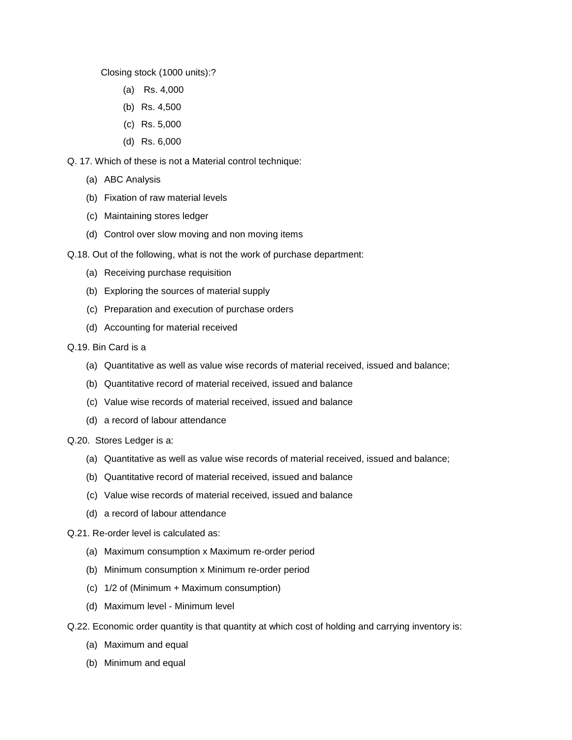Closing stock (1000 units):?

(a) Rs. 4,000

(b) Rs. 4,500

(c) Rs. 5,000

(d) Rs. 6,000

Q. 17. Which of these is not a Material control technique:

(a) ABC Analysis

(b) Fixation of raw material levels

(c) Maintaining stores ledger

(d) Control over slow moving and non moving items

Q.18. Out of the following, what is not the work of purchase department:

(a) Receiving purchase requisition

(b) Exploring the sources of material supply

(c) Preparation and execution of purchase orders

(d) Accounting for material received

Q.19. Bin Card is a

(a) Quantitative as well as value wise records of material received, issued and balance;

(b) Quantitative record of material received, issued and balance

(c) Value wise records of material received, issued and balance

(d) a record of labour attendance

Q.20. Stores Ledger is a:

(a) Quantitative as well as value wise records of material received, issued and balance;

(b) Quantitative record of material received, issued and balance

(c) Value wise records of material received, issued and balance

(d) a record of labour attendance

Q.21. Re-order level is calculated as:

(a) Maximum consumption x Maximum re-order period

(b) Minimum consumption x Minimum re-order period

(c) 1/2 of (Minimum + Maximum consumption)

(d) Maximum level - Minimum level

Q.22. Economic order quantity is that quantity at which cost of holding and carrying inventory is:

(a) Maximum and equal

(b) Minimum and equal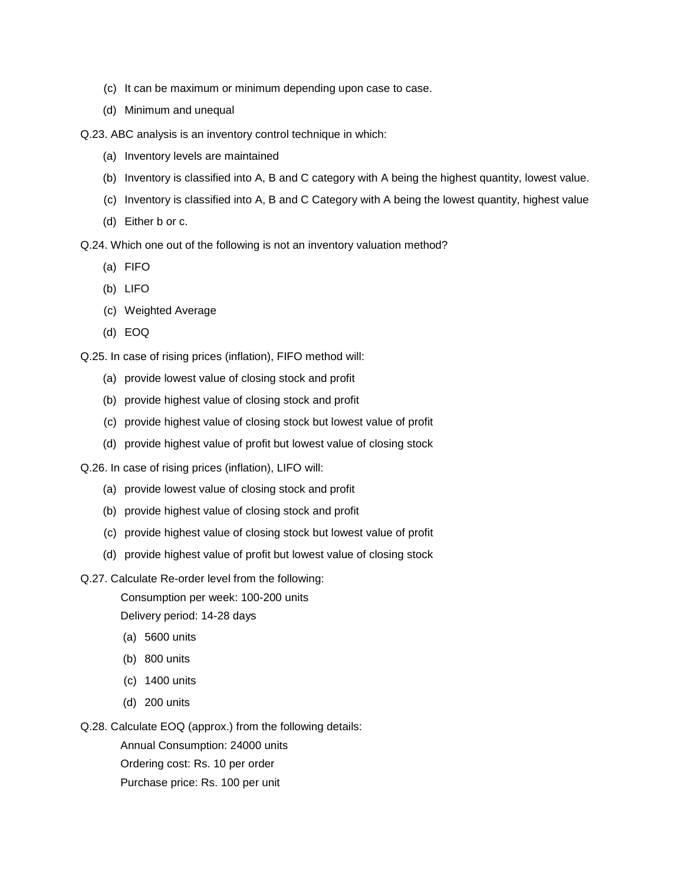(c) It can be maximum or minimum depending upon case to case.

(d) Minimum and unequal

Q.23. ABC analysis is an inventory control technique in which:

(a) Inventory levels are maintained

(b) Inventory is classified into A, B and C category with A being the highest quantity, lowest value.

(c) Inventory is classified into A, B and C Category with A being the lowest quantity, highest value

(d) Either b or c.

Q.24. Which one out of the following is not an inventory valuation method?

(a) FIFO

(b) LIFO

(c) Weighted Average

(d) EOQ

Q.25. In case of rising prices (inflation), FIFO method will:

(a) provide lowest value of closing stock and profit

(b) provide highest value of closing stock and profit

(c) provide highest value of closing stock but lowest value of profit

(d) provide highest value of profit but lowest value of closing stock

Q.26. In case of rising prices (inflation), LIFO will:

(a) provide lowest value of closing stock and profit

(b) provide highest value of closing stock and profit

(c) provide highest value of closing stock but lowest value of profit

(d) provide highest value of profit but lowest value of closing stock

Q.27. Calculate Re-order level from the following:

Consumption per week: 100-200 units

Delivery period: 14-28 days

(a) 5600 units

(b) 800 units

(c) 1400 units

(d) 200 units

Q.28. Calculate EOQ (approx.) from the following details:

Annual Consumption: 24000 units

Ordering cost: Rs. 10 per order

Purchase price: Rs. 100 per unit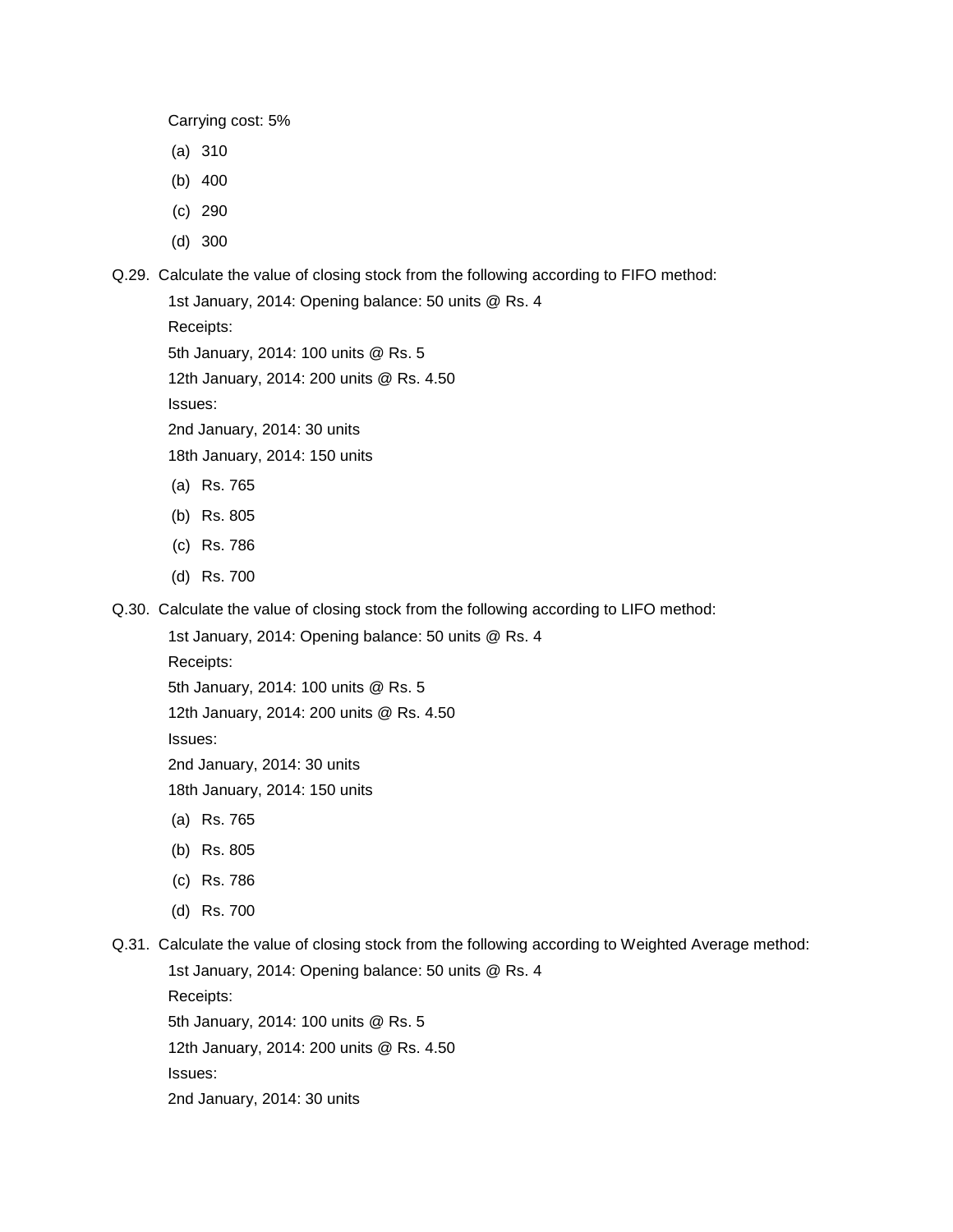Carrying cost: 5%

(a) 310

(b) 400

(c) 290

(d) 300

Q.29. Calculate the value of closing stock from the following according to FIFO method:

1st January, 2014: Opening balance: 50 units @ Rs. 4

Receipts:

5th January, 2014: 100 units @ Rs. 5

12th January, 2014: 200 units @ Rs. 4.50

Issues:

2nd January, 2014: 30 units

18th January, 2014: 150 units

(a) Rs. 765

(b) Rs. 805

(c) Rs. 786

(d) Rs. 700

Q.30. Calculate the value of closing stock from the following according to LIFO method:

1st January, 2014: Opening balance: 50 units @ Rs. 4

Receipts:

5th January, 2014: 100 units @ Rs. 5

12th January, 2014: 200 units @ Rs. 4.50

Issues:

2nd January, 2014: 30 units

18th January, 2014: 150 units

(a) Rs. 765

(b) Rs. 805

(c) Rs. 786

(d) Rs. 700

Q.31. Calculate the value of closing stock from the following according to Weighted Average method:

1st January, 2014: Opening balance: 50 units @ Rs. 4

Receipts:

5th January, 2014: 100 units @ Rs. 5

12th January, 2014: 200 units @ Rs. 4.50

Issues:

2nd January, 2014: 30 units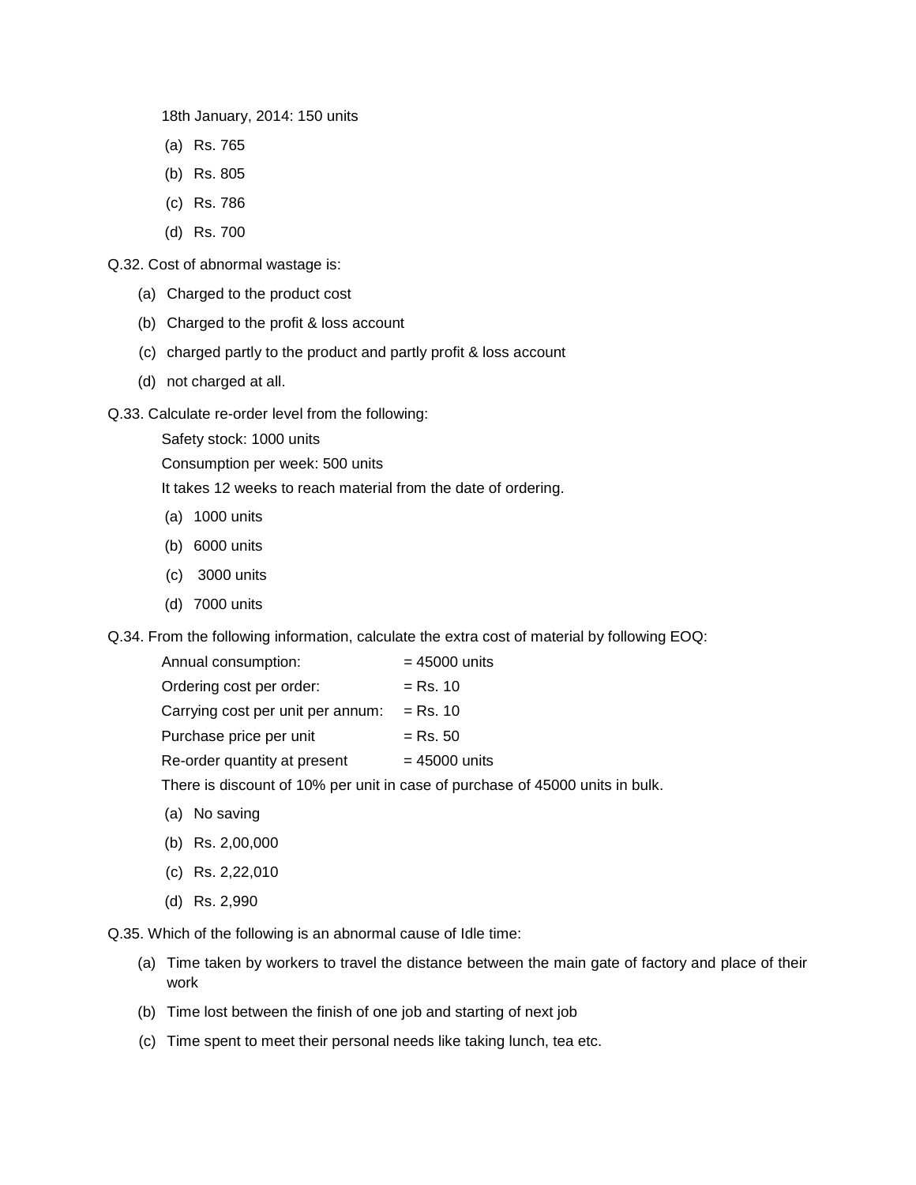18th January, 2014: 150 units

(a) Rs. 765

(b) Rs. 805

(c) Rs. 786

(d) Rs. 700

Q.32. Cost of abnormal wastage is:

(a) Charged to the product cost

(b) Charged to the profit & loss account

(c) charged partly to the product and partly profit & loss account

(d) not charged at all.

Q.33. Calculate re-order level from the following:

Safety stock: 1000 units

Consumption per week: 500 units

It takes 12 weeks to reach material from the date of ordering.

(a) 1000 units

(b) 6000 units

(c) 3000 units

(d) 7000 units

Q.34. From the following information, calculate the extra cost of material by following EOQ:

| | |
|---|---|
| Annual consumption: | = 45000 units |
| Ordering cost per order: | = Rs. 10 |
| Carrying cost per unit per annum: | = Rs. 10 |
| Purchase price per unit | = Rs. 50 |
| Re-order quantity at present | = 45000 units |

There is discount of 10% per unit in case of purchase of 45000 units in bulk.

(a) No saving

(b) Rs. 2,00,000

(c) Rs. 2,22,010

(d) Rs. 2,990

Q.35. Which of the following is an abnormal cause of Idle time:

(a) Time taken by workers to travel the distance between the main gate of factory and place of their work

(b) Time lost between the finish of one job and starting of next job

(c) Time spent to meet their personal needs like taking lunch, tea etc.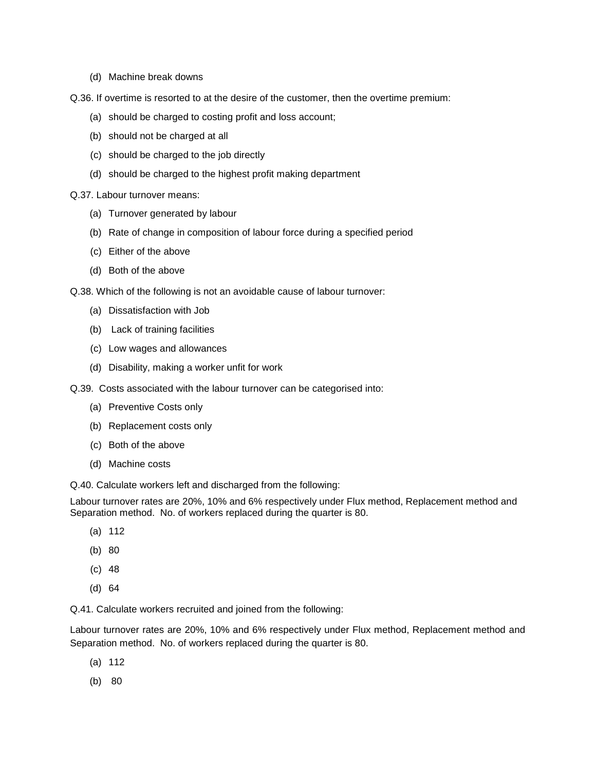(d) Machine break downs

Q.36. If overtime is resorted to at the desire of the customer, then the overtime premium:

(a) should be charged to costing profit and loss account;

(b) should not be charged at all

(c) should be charged to the job directly

(d) should be charged to the highest profit making department

Q.37. Labour turnover means:

(a) Turnover generated by labour

(b) Rate of change in composition of labour force during a specified period

(c) Either of the above

(d) Both of the above

Q.38. Which of the following is not an avoidable cause of labour turnover:

(a) Dissatisfaction with Job

(b) Lack of training facilities

(c) Low wages and allowances

(d) Disability, making a worker unfit for work

Q.39. Costs associated with the labour turnover can be categorised into:

(a) Preventive Costs only

(b) Replacement costs only

(c) Both of the above

(d) Machine costs

Q.40. Calculate workers left and discharged from the following:

Labour turnover rates are 20%, 10% and 6% respectively under Flux method, Replacement method and Separation method. No. of workers replaced during the quarter is 80.

(a) 112

(b) 80

(c) 48

(d) 64

Q.41. Calculate workers recruited and joined from the following:

Labour turnover rates are 20%, 10% and 6% respectively under Flux method, Replacement method and Separation method. No. of workers replaced during the quarter is 80.

(a) 112

(b) 80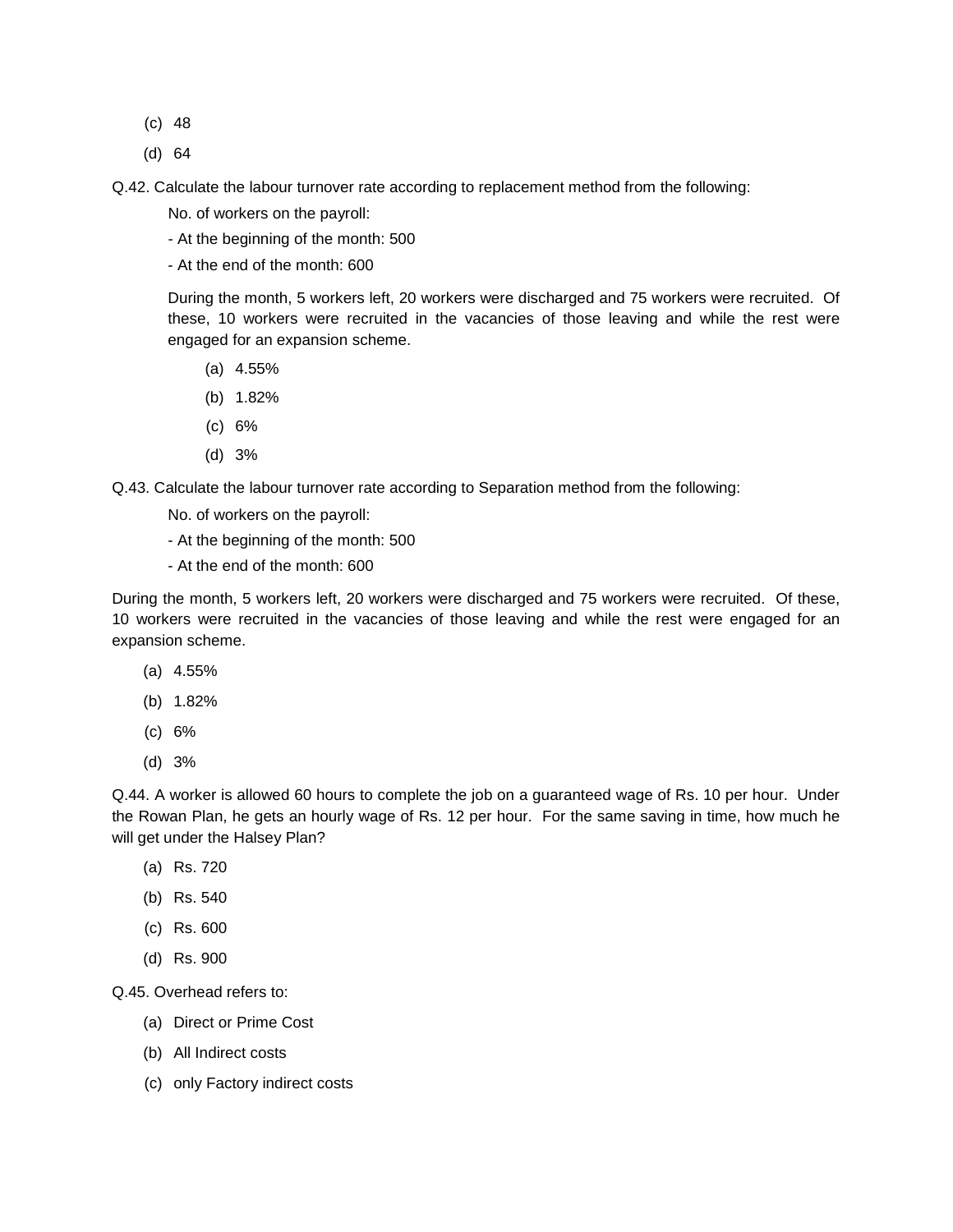(c) 48

(d) 64

Q.42. Calculate the labour turnover rate according to replacement method from the following:

No. of workers on the payroll:

- At the beginning of the month: 500
- At the end of the month: 600

During the month, 5 workers left, 20 workers were discharged and 75 workers were recruited. Of these, 10 workers were recruited in the vacancies of those leaving and while the rest were engaged for an expansion scheme.

(a) 4.55%

(b) 1.82%

(c) 6%

(d) 3%

Q.43. Calculate the labour turnover rate according to Separation method from the following:

No. of workers on the payroll:

- At the beginning of the month: 500
- At the end of the month: 600

During the month, 5 workers left, 20 workers were discharged and 75 workers were recruited. Of these, 10 workers were recruited in the vacancies of those leaving and while the rest were engaged for an expansion scheme.

(a) 4.55%

(b) 1.82%

(c) 6%

(d) 3%

Q.44. A worker is allowed 60 hours to complete the job on a guaranteed wage of Rs. 10 per hour. Under the Rowan Plan, he gets an hourly wage of Rs. 12 per hour. For the same saving in time, how much he will get under the Halsey Plan?

(a) Rs. 720

(b) Rs. 540

(c) Rs. 600

(d) Rs. 900

Q.45. Overhead refers to:

(a) Direct or Prime Cost

(b) All Indirect costs

(c) only Factory indirect costs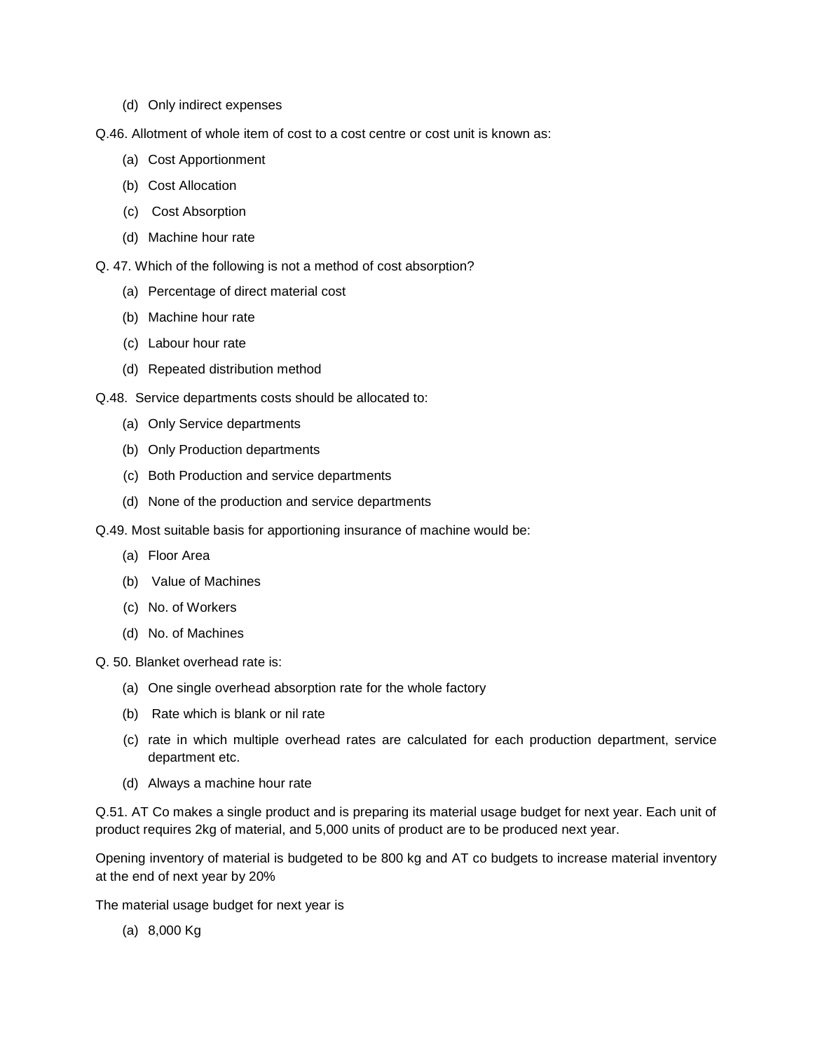(d) Only indirect expenses

Q.46. Allotment of whole item of cost to a cost centre or cost unit is known as:

(a) Cost Apportionment

(b) Cost Allocation

(c) Cost Absorption

(d) Machine hour rate

Q. 47. Which of the following is not a method of cost absorption?

(a) Percentage of direct material cost

(b) Machine hour rate

(c) Labour hour rate

(d) Repeated distribution method

Q.48. Service departments costs should be allocated to:

(a) Only Service departments

(b) Only Production departments

(c) Both Production and service departments

(d) None of the production and service departments

Q.49. Most suitable basis for apportioning insurance of machine would be:

(a) Floor Area

(b) Value of Machines

(c) No. of Workers

(d) No. of Machines

Q. 50. Blanket overhead rate is:

(a) One single overhead absorption rate for the whole factory

(b) Rate which is blank or nil rate

(c) rate in which multiple overhead rates are calculated for each production department, service department etc.

(d) Always a machine hour rate

Q.51. AT Co makes a single product and is preparing its material usage budget for next year. Each unit of product requires 2kg of material, and 5,000 units of product are to be produced next year.

Opening inventory of material is budgeted to be 800 kg and AT co budgets to increase material inventory at the end of next year by 20%

The material usage budget for next year is

(a) 8,000 Kg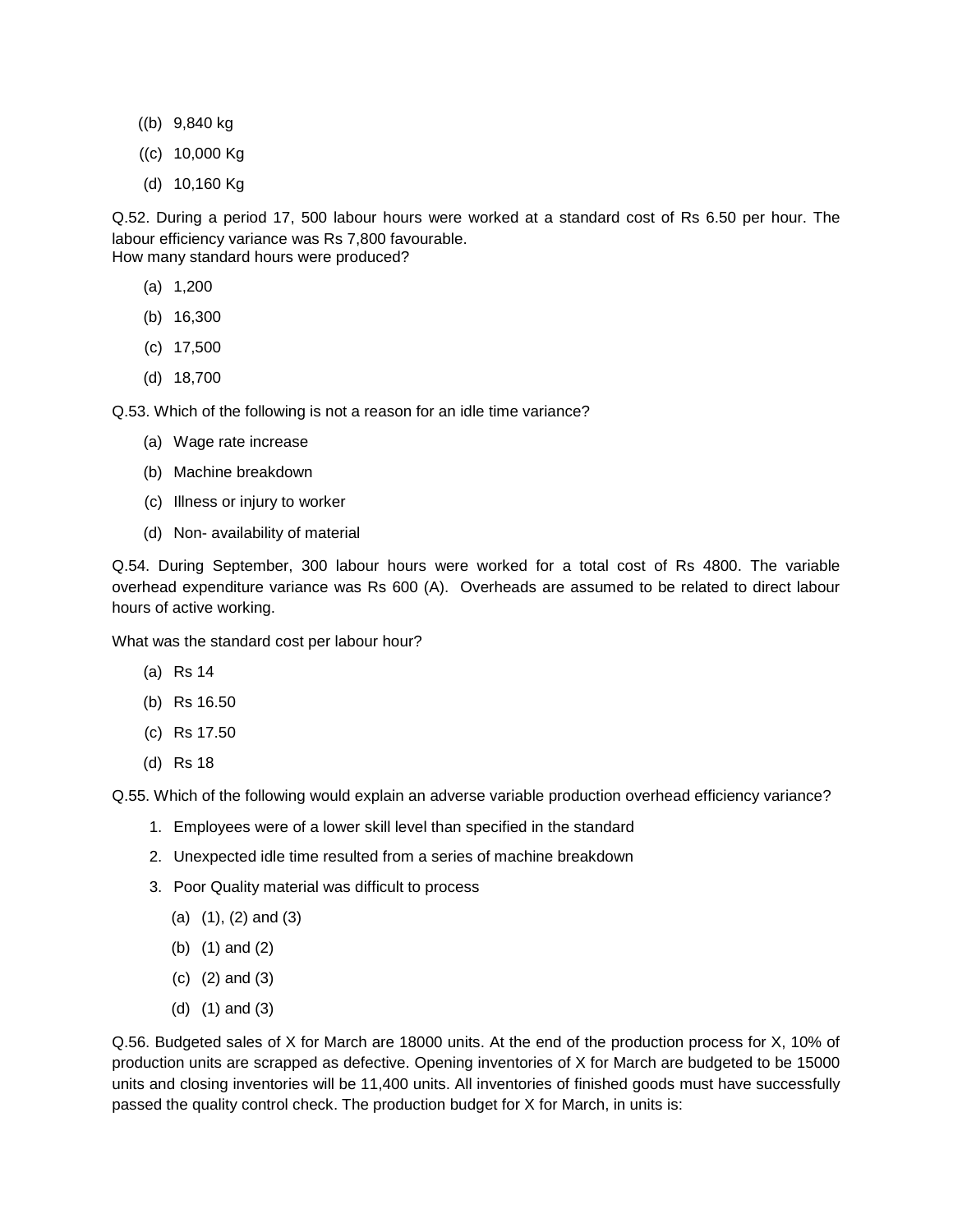((b) 9,840 kg

((c) 10,000 Kg

(d) 10,160 Kg

Q.52. During a period 17, 500 labour hours were worked at a standard cost of Rs 6.50 per hour. The labour efficiency variance was Rs 7,800 favourable.
How many standard hours were produced?

(a) 1,200

(b) 16,300

(c) 17,500

(d) 18,700

Q.53. Which of the following is not a reason for an idle time variance?

(a) Wage rate increase

(b) Machine breakdown

(c) Illness or injury to worker

(d) Non- availability of material

Q.54. During September, 300 labour hours were worked for a total cost of Rs 4800. The variable overhead expenditure variance was Rs 600 (A). Overheads are assumed to be related to direct labour hours of active working.

What was the standard cost per labour hour?

(a) Rs 14

(b) Rs 16.50

(c) Rs 17.50

(d) Rs 18

Q.55. Which of the following would explain an adverse variable production overhead efficiency variance?

1. Employees were of a lower skill level than specified in the standard
2. Unexpected idle time resulted from a series of machine breakdown
3. Poor Quality material was difficult to process

(a) (1), (2) and (3)

(b) (1) and (2)

(c) (2) and (3)

(d) (1) and (3)

Q.56. Budgeted sales of X for March are 18000 units. At the end of the production process for X, 10% of production units are scrapped as defective. Opening inventories of X for March are budgeted to be 15000 units and closing inventories will be 11,400 units. All inventories of finished goods must have successfully passed the quality control check. The production budget for X for March, in units is: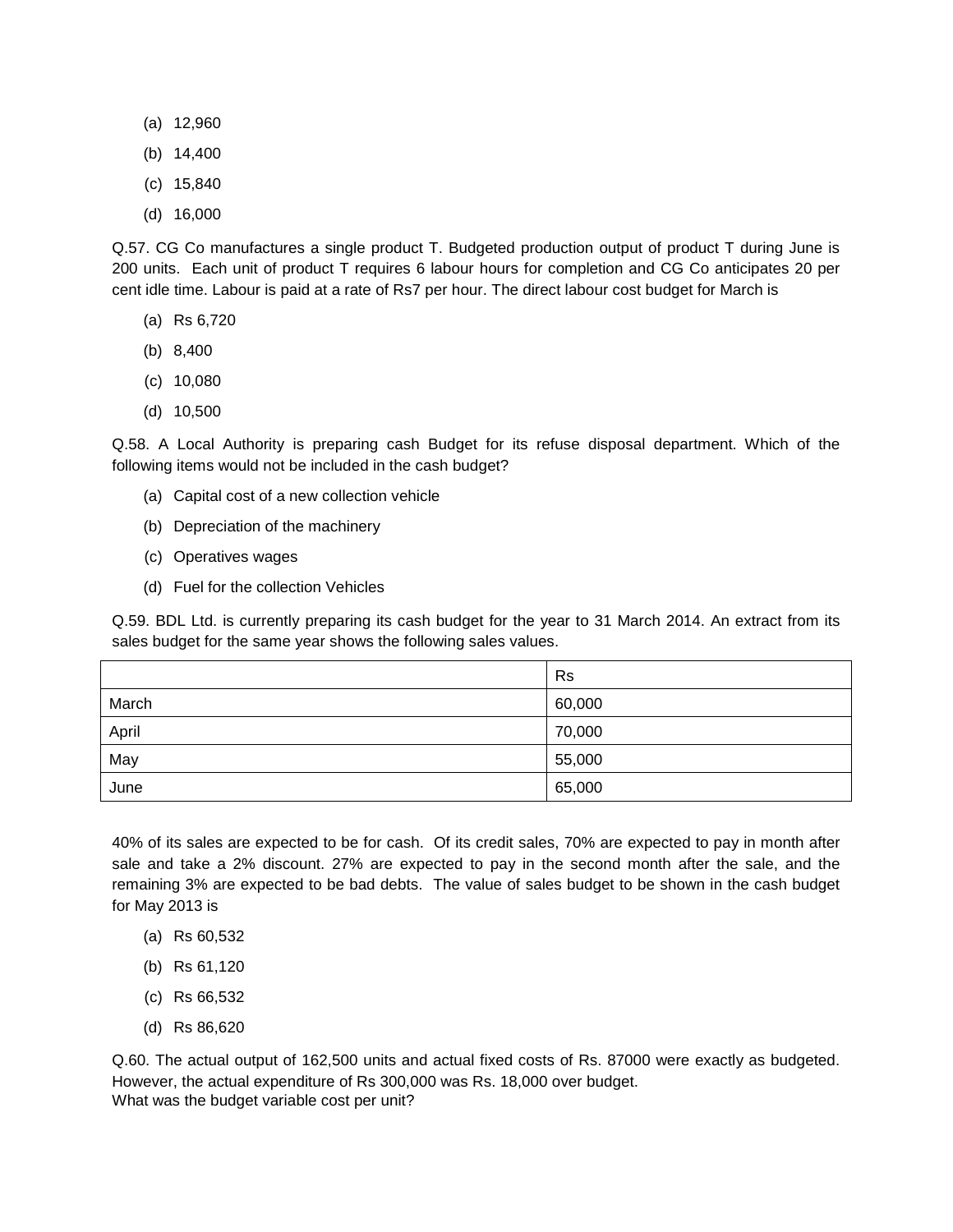(a) 12,960

(b) 14,400

(c) 15,840

(d) 16,000

Q.57. CG Co manufactures a single product T. Budgeted production output of product T during June is 200 units. Each unit of product T requires 6 labour hours for completion and CG Co anticipates 20 per cent idle time. Labour is paid at a rate of Rs7 per hour. The direct labour cost budget for March is

(a) Rs 6,720

(b) 8,400

(c) 10,080

(d) 10,500

Q.58. A Local Authority is preparing cash Budget for its refuse disposal department. Which of the following items would not be included in the cash budget?

(a) Capital cost of a new collection vehicle

(b) Depreciation of the machinery

(c) Operatives wages

(d) Fuel for the collection Vehicles

Q.59. BDL Ltd. is currently preparing its cash budget for the year to 31 March 2014. An extract from its sales budget for the same year shows the following sales values.

| | Rs |
|---|---|
| March | 60,000 |
| April | 70,000 |
| May | 55,000 |
| June | 65,000 |

40% of its sales are expected to be for cash. Of its credit sales, 70% are expected to pay in month after sale and take a 2% discount. 27% are expected to pay in the second month after the sale, and the remaining 3% are expected to be bad debts. The value of sales budget to be shown in the cash budget for May 2013 is

(a) Rs 60,532

(b) Rs 61,120

(c) Rs 66,532

(d) Rs 86,620

Q.60. The actual output of 162,500 units and actual fixed costs of Rs. 87000 were exactly as budgeted. However, the actual expenditure of Rs 300,000 was Rs. 18,000 over budget.
What was the budget variable cost per unit?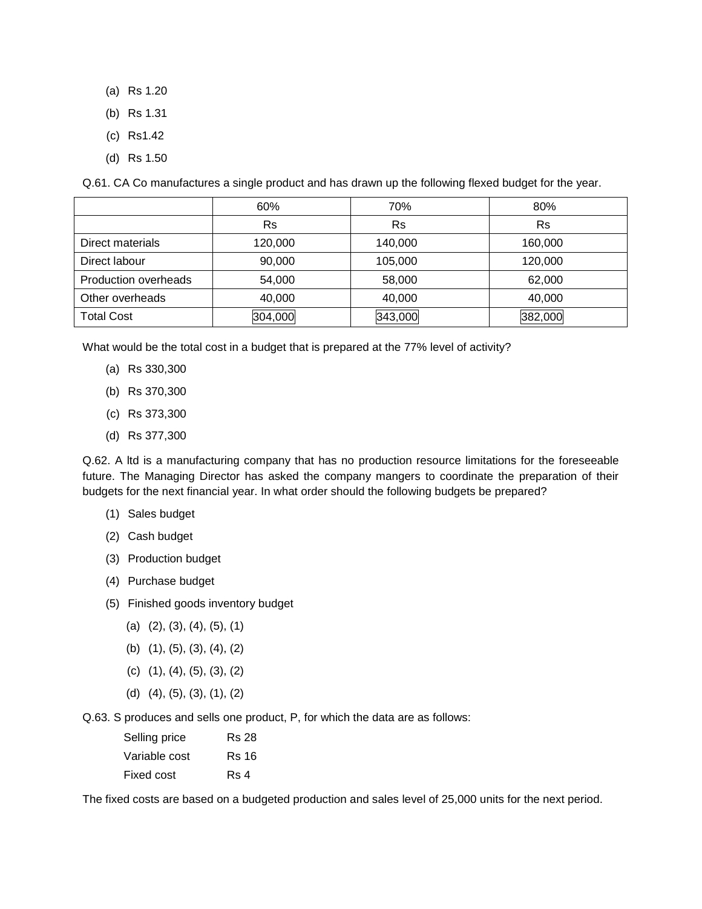(a) Rs 1.20

(b) Rs 1.31

(c) Rs1.42

(d) Rs 1.50

Q.61. CA Co manufactures a single product and has drawn up the following flexed budget for the year.

| | 60% | 70% | 80% |
|---|---|---|---|
| | Rs | Rs | Rs |
| Direct materials | 120,000 | 140,000 | 160,000 |
| Direct labour | 90,000 | 105,000 | 120,000 |
| Production overheads | 54,000 | 58,000 | 62,000 |
| Other overheads | 40,000 | 40,000 | 40,000 |
| Total Cost | 304,000 | 343,000 | 382,000 |

What would be the total cost in a budget that is prepared at the 77% level of activity?

(a) Rs 330,300

(b) Rs 370,300

(c) Rs 373,300

(d) Rs 377,300

Q.62. A ltd is a manufacturing company that has no production resource limitations for the foreseeable future. The Managing Director has asked the company mangers to coordinate the preparation of their budgets for the next financial year. In what order should the following budgets be prepared?

(1) Sales budget

(2) Cash budget

(3) Production budget

(4) Purchase budget

(5) Finished goods inventory budget

(a) (2), (3), (4), (5), (1)

(b) (1), (5), (3), (4), (2)

(c) (1), (4), (5), (3), (2)

(d) (4), (5), (3), (1), (2)

Q.63. S produces and sells one product, P, for which the data are as follows:

| | |
|---|---|
| Selling price | Rs 28 |
| Variable cost | Rs 16 |
| Fixed cost | Rs 4 |

The fixed costs are based on a budgeted production and sales level of 25,000 units for the next period.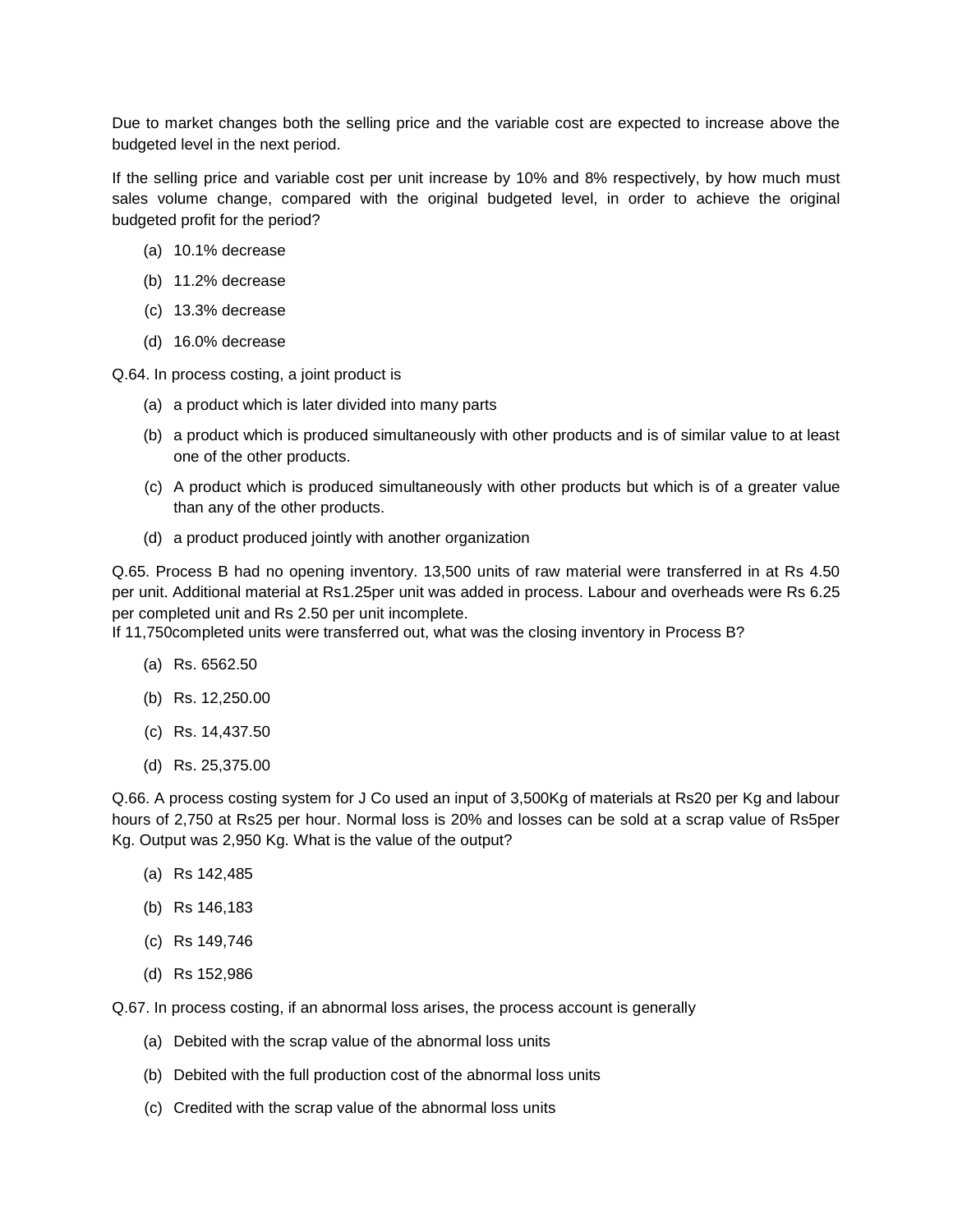Due to market changes both the selling price and the variable cost are expected to increase above the budgeted level in the next period.

If the selling price and variable cost per unit increase by 10% and 8% respectively, by how much must sales volume change, compared with the original budgeted level, in order to achieve the original budgeted profit for the period?

(a) 10.1% decrease

(b) 11.2% decrease

(c) 13.3% decrease

(d) 16.0% decrease

Q.64. In process costing, a joint product is

(a) a product which is later divided into many parts

(b) a product which is produced simultaneously with other products and is of similar value to at least one of the other products.

(c) A product which is produced simultaneously with other products but which is of a greater value than any of the other products.

(d) a product produced jointly with another organization

Q.65. Process B had no opening inventory. 13,500 units of raw material were transferred in at Rs 4.50 per unit. Additional material at Rs1.25per unit was added in process. Labour and overheads were Rs 6.25 per completed unit and Rs 2.50 per unit incomplete.
If 11,750completed units were transferred out, what was the closing inventory in Process B?

(a) Rs. 6562.50

(b) Rs. 12,250.00

(c) Rs. 14,437.50

(d) Rs. 25,375.00

Q.66. A process costing system for J Co used an input of 3,500Kg of materials at Rs20 per Kg and labour hours of 2,750 at Rs25 per hour. Normal loss is 20% and losses can be sold at a scrap value of Rs5per Kg. Output was 2,950 Kg. What is the value of the output?

(a) Rs 142,485

(b) Rs 146,183

(c) Rs 149,746

(d) Rs 152,986

Q.67. In process costing, if an abnormal loss arises, the process account is generally

(a) Debited with the scrap value of the abnormal loss units

(b) Debited with the full production cost of the abnormal loss units

(c) Credited with the scrap value of the abnormal loss units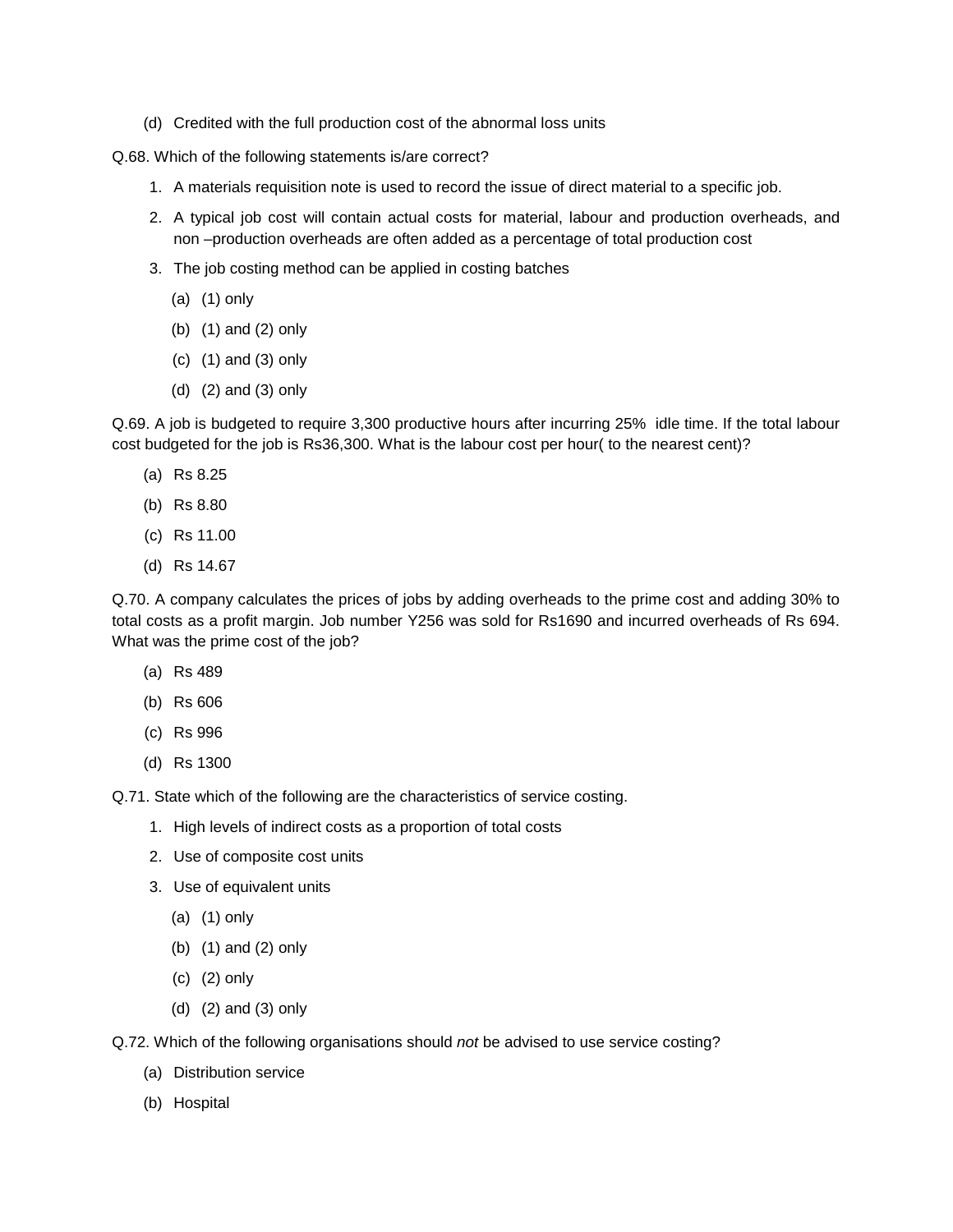(d) Credited with the full production cost of the abnormal loss units

Q.68. Which of the following statements is/are correct?

1. A materials requisition note is used to record the issue of direct material to a specific job.
2. A typical job cost will contain actual costs for material, labour and production overheads, and non –production overheads are often added as a percentage of total production cost
3. The job costing method can be applied in costing batches

   (a) (1) only

   (b) (1) and (2) only

   (c) (1) and (3) only

   (d) (2) and (3) only

Q.69. A job is budgeted to require 3,300 productive hours after incurring 25% idle time. If the total labour cost budgeted for the job is Rs36,300. What is the labour cost per hour( to the nearest cent)?

(a) Rs 8.25

(b) Rs 8.80

(c) Rs 11.00

(d) Rs 14.67

Q.70. A company calculates the prices of jobs by adding overheads to the prime cost and adding 30% to total costs as a profit margin. Job number Y256 was sold for Rs1690 and incurred overheads of Rs 694. What was the prime cost of the job?

(a) Rs 489

(b) Rs 606

(c) Rs 996

(d) Rs 1300

Q.71. State which of the following are the characteristics of service costing.

1. High levels of indirect costs as a proportion of total costs
2. Use of composite cost units
3. Use of equivalent units

   (a) (1) only

   (b) (1) and (2) only

   (c) (2) only

   (d) (2) and (3) only

Q.72. Which of the following organisations should *not* be advised to use service costing?

(a) Distribution service

(b) Hospital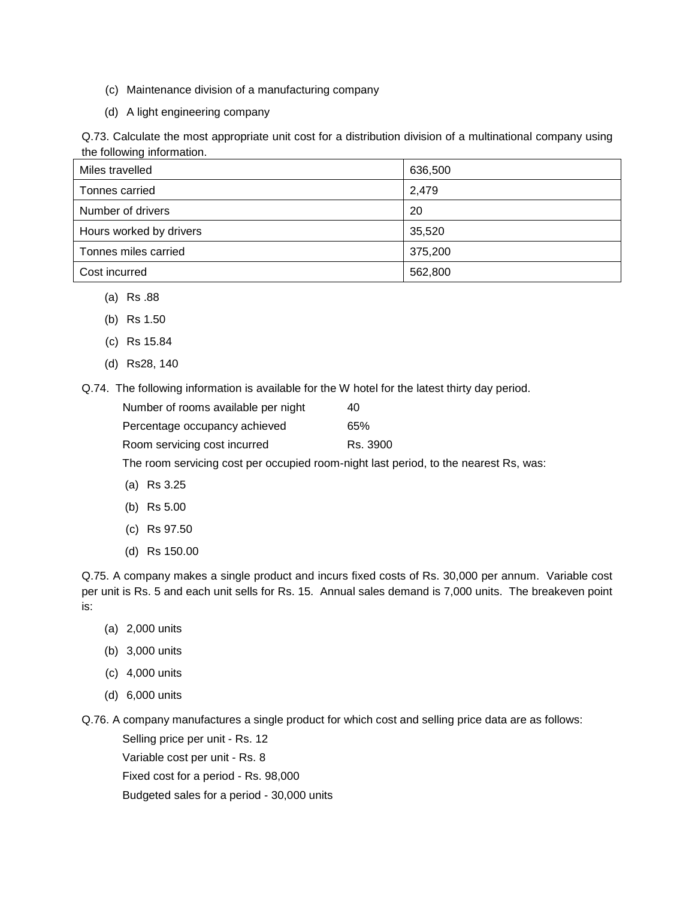(c) Maintenance division of a manufacturing company

(d) A light engineering company

Q.73. Calculate the most appropriate unit cost for a distribution division of a multinational company using the following information.

| | |
|---|---|
| Miles travelled | 636,500 |
| Tonnes carried | 2,479 |
| Number of drivers | 20 |
| Hours worked by drivers | 35,520 |
| Tonnes miles carried | 375,200 |
| Cost incurred | 562,800 |

(a) Rs .88

(b) Rs 1.50

(c) Rs 15.84

(d) Rs28, 140

Q.74. The following information is available for the W hotel for the latest thirty day period.

Number of rooms available per night 40

Percentage occupancy achieved 65%

Room servicing cost incurred Rs. 3900

The room servicing cost per occupied room-night last period, to the nearest Rs, was:

(a) Rs 3.25

(b) Rs 5.00

(c) Rs 97.50

(d) Rs 150.00

Q.75. A company makes a single product and incurs fixed costs of Rs. 30,000 per annum. Variable cost per unit is Rs. 5 and each unit sells for Rs. 15. Annual sales demand is 7,000 units. The breakeven point is:

(a) 2,000 units

(b) 3,000 units

(c) 4,000 units

(d) 6,000 units

Q.76. A company manufactures a single product for which cost and selling price data are as follows:

Selling price per unit - Rs. 12

Variable cost per unit - Rs. 8

Fixed cost for a period - Rs. 98,000

Budgeted sales for a period - 30,000 units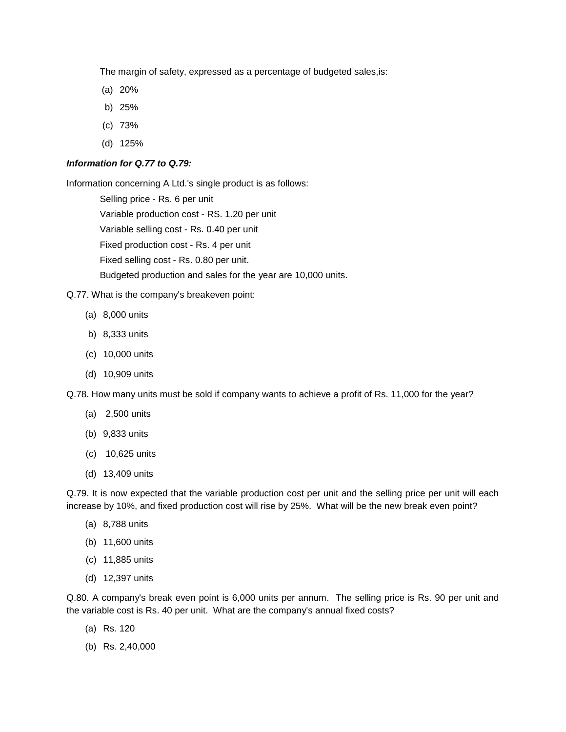The margin of safety, expressed as a percentage of budgeted sales,is:

(a) 20%

b) 25%

(c) 73%

(d) 125%

***Information for Q.77 to Q.79:***

Information concerning A Ltd.'s single product is as follows:

Selling price - Rs. 6 per unit

Variable production cost - RS. 1.20 per unit

Variable selling cost - Rs. 0.40 per unit

Fixed production cost - Rs. 4 per unit

Fixed selling cost - Rs. 0.80 per unit.

Budgeted production and sales for the year are 10,000 units.

Q.77. What is the company's breakeven point:

(a) 8,000 units

b) 8,333 units

(c) 10,000 units

(d) 10,909 units

Q.78. How many units must be sold if company wants to achieve a profit of Rs. 11,000 for the year?

(a) 2,500 units

(b) 9,833 units

(c) 10,625 units

(d) 13,409 units

Q.79. It is now expected that the variable production cost per unit and the selling price per unit will each increase by 10%, and fixed production cost will rise by 25%. What will be the new break even point?

(a) 8,788 units

(b) 11,600 units

(c) 11,885 units

(d) 12,397 units

Q.80. A company's break even point is 6,000 units per annum. The selling price is Rs. 90 per unit and the variable cost is Rs. 40 per unit. What are the company's annual fixed costs?

(a) Rs. 120

(b) Rs. 2,40,000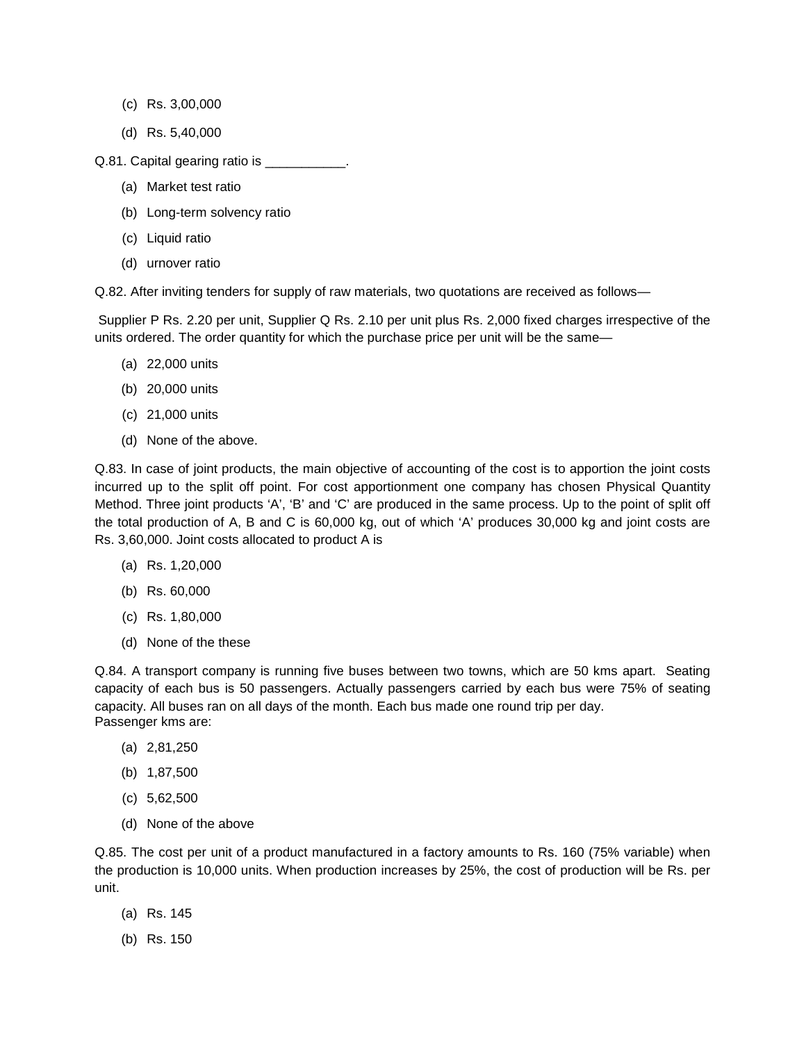(c) Rs. 3,00,000

(d) Rs. 5,40,000

Q.81. Capital gearing ratio is ___________.

(a) Market test ratio

(b) Long-term solvency ratio

(c) Liquid ratio

(d) urnover ratio

Q.82. After inviting tenders for supply of raw materials, two quotations are received as follows—

Supplier P Rs. 2.20 per unit, Supplier Q Rs. 2.10 per unit plus Rs. 2,000 fixed charges irrespective of the units ordered. The order quantity for which the purchase price per unit will be the same—

(a) 22,000 units

(b) 20,000 units

(c) 21,000 units

(d) None of the above.

Q.83. In case of joint products, the main objective of accounting of the cost is to apportion the joint costs incurred up to the split off point. For cost apportionment one company has chosen Physical Quantity Method. Three joint products 'A', 'B' and 'C' are produced in the same process. Up to the point of split off the total production of A, B and C is 60,000 kg, out of which 'A' produces 30,000 kg and joint costs are Rs. 3,60,000. Joint costs allocated to product A is

(a) Rs. 1,20,000

(b) Rs. 60,000

(c) Rs. 1,80,000

(d) None of the these

Q.84. A transport company is running five buses between two towns, which are 50 kms apart. Seating capacity of each bus is 50 passengers. Actually passengers carried by each bus were 75% of seating capacity. All buses ran on all days of the month. Each bus made one round trip per day.
Passenger kms are:

(a) 2,81,250

(b) 1,87,500

(c) 5,62,500

(d) None of the above

Q.85. The cost per unit of a product manufactured in a factory amounts to Rs. 160 (75% variable) when the production is 10,000 units. When production increases by 25%, the cost of production will be Rs. per unit.

(a) Rs. 145

(b) Rs. 150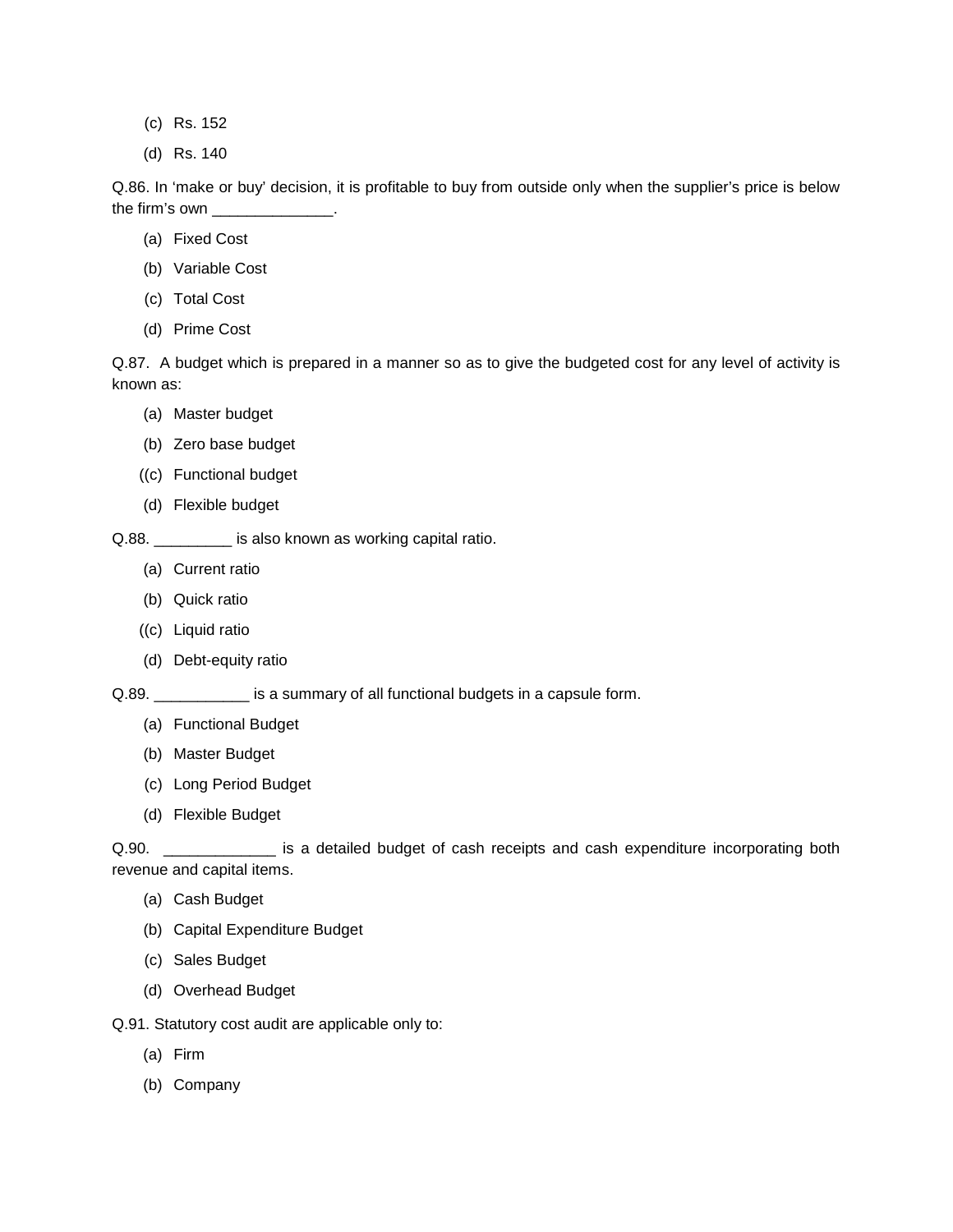(c) Rs. 152

(d) Rs. 140

Q.86. In 'make or buy' decision, it is profitable to buy from outside only when the supplier's price is below the firm's own ______________.

(a) Fixed Cost

(b) Variable Cost

(c) Total Cost

(d) Prime Cost

Q.87. A budget which is prepared in a manner so as to give the budgeted cost for any level of activity is known as:

(a) Master budget

(b) Zero base budget

((c) Functional budget

(d) Flexible budget

Q.88. _________ is also known as working capital ratio.

(a) Current ratio

(b) Quick ratio

((c) Liquid ratio

(d) Debt-equity ratio

Q.89. ___________ is a summary of all functional budgets in a capsule form.

(a) Functional Budget

(b) Master Budget

(c) Long Period Budget

(d) Flexible Budget

Q.90. _____________ is a detailed budget of cash receipts and cash expenditure incorporating both revenue and capital items.

(a) Cash Budget

(b) Capital Expenditure Budget

(c) Sales Budget

(d) Overhead Budget

Q.91. Statutory cost audit are applicable only to:

(a) Firm

(b) Company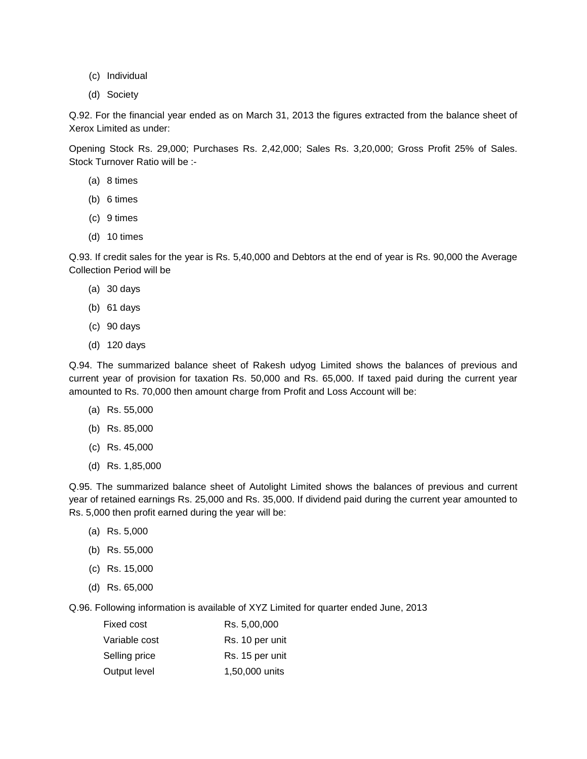(c) Individual

(d) Society

Q.92. For the financial year ended as on March 31, 2013 the figures extracted from the balance sheet of Xerox Limited as under:

Opening Stock Rs. 29,000; Purchases Rs. 2,42,000; Sales Rs. 3,20,000; Gross Profit 25% of Sales. Stock Turnover Ratio will be :-

(a) 8 times

(b) 6 times

(c) 9 times

(d) 10 times

Q.93. If credit sales for the year is Rs. 5,40,000 and Debtors at the end of year is Rs. 90,000 the Average Collection Period will be

(a) 30 days

(b) 61 days

(c) 90 days

(d) 120 days

Q.94. The summarized balance sheet of Rakesh udyog Limited shows the balances of previous and current year of provision for taxation Rs. 50,000 and Rs. 65,000. If taxed paid during the current year amounted to Rs. 70,000 then amount charge from Profit and Loss Account will be:

(a) Rs. 55,000

(b) Rs. 85,000

(c) Rs. 45,000

(d) Rs. 1,85,000

Q.95. The summarized balance sheet of Autolight Limited shows the balances of previous and current year of retained earnings Rs. 25,000 and Rs. 35,000. If dividend paid during the current year amounted to Rs. 5,000 then profit earned during the year will be:

(a) Rs. 5,000

(b) Rs. 55,000

(c) Rs. 15,000

(d) Rs. 65,000

Q.96. Following information is available of XYZ Limited for quarter ended June, 2013

| | |
|---|---|
| Fixed cost | Rs. 5,00,000 |
| Variable cost | Rs. 10 per unit |
| Selling price | Rs. 15 per unit |
| Output level | 1,50,000 units |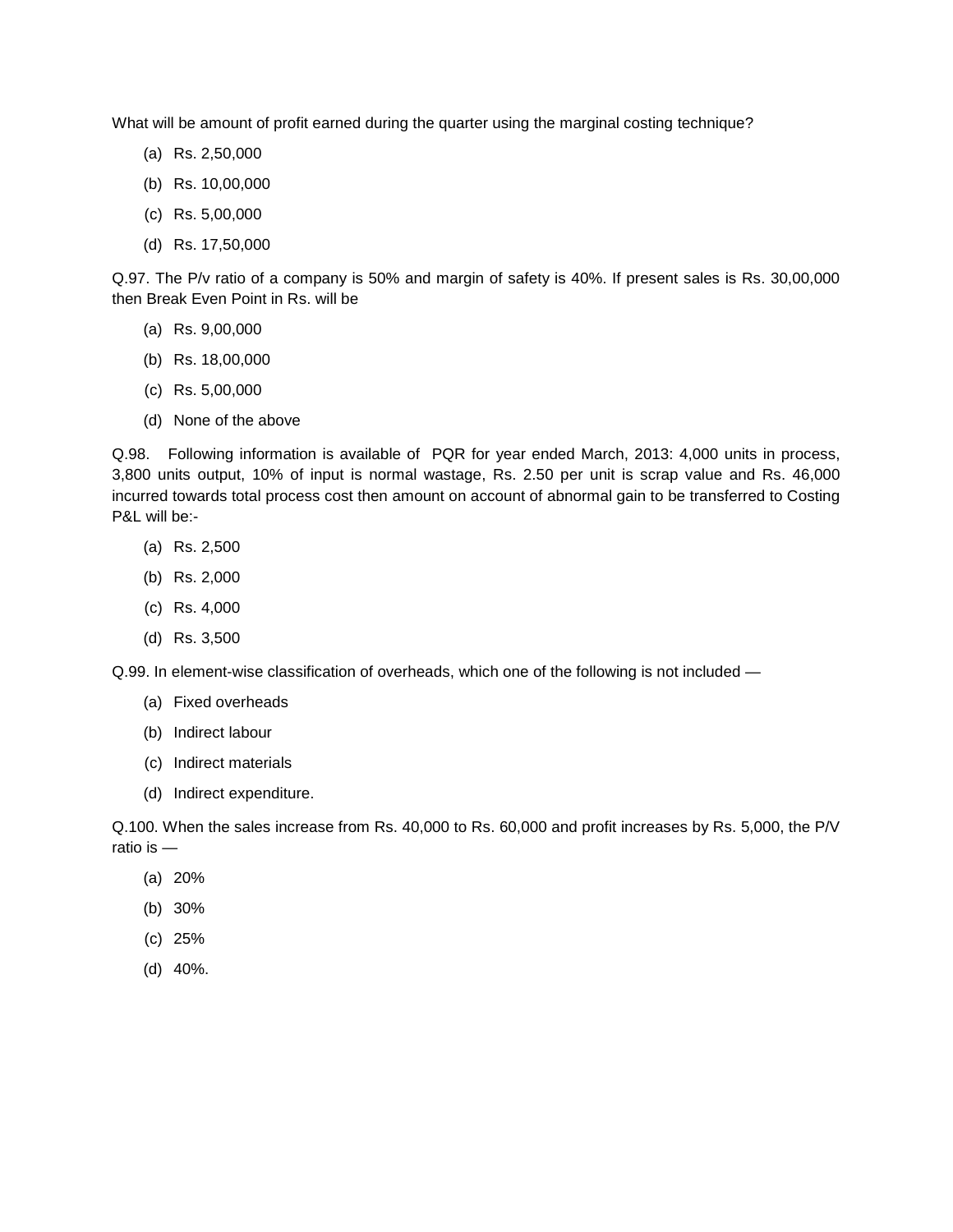What will be amount of profit earned during the quarter using the marginal costing technique?

(a) Rs. 2,50,000

(b) Rs. 10,00,000

(c) Rs. 5,00,000

(d) Rs. 17,50,000

Q.97. The P/v ratio of a company is 50% and margin of safety is 40%. If present sales is Rs. 30,00,000 then Break Even Point in Rs. will be

(a) Rs. 9,00,000

(b) Rs. 18,00,000

(c) Rs. 5,00,000

(d) None of the above

Q.98. Following information is available of PQR for year ended March, 2013: 4,000 units in process, 3,800 units output, 10% of input is normal wastage, Rs. 2.50 per unit is scrap value and Rs. 46,000 incurred towards total process cost then amount on account of abnormal gain to be transferred to Costing P&L will be:-

(a) Rs. 2,500

(b) Rs. 2,000

(c) Rs. 4,000

(d) Rs. 3,500

Q.99. In element-wise classification of overheads, which one of the following is not included —

(a) Fixed overheads

(b) Indirect labour

(c) Indirect materials

(d) Indirect expenditure.

Q.100. When the sales increase from Rs. 40,000 to Rs. 60,000 and profit increases by Rs. 5,000, the P/V ratio is —

(a) 20%

(b) 30%

(c) 25%

(d) 40%.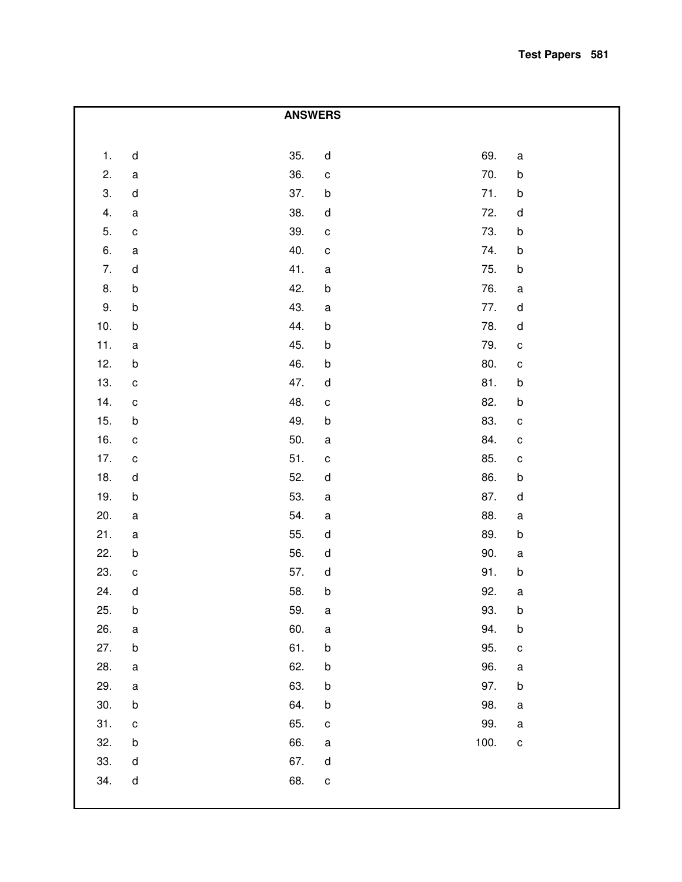## ANSWERS

| | | | | | |
|---|---|---|---|---|---|
| 1. | d | 35. | d | 69. | a |
| 2. | a | 36. | c | 70. | b |
| 3. | d | 37. | b | 71. | b |
| 4. | a | 38. | d | 72. | d |
| 5. | c | 39. | c | 73. | b |
| 6. | a | 40. | c | 74. | b |
| 7. | d | 41. | a | 75. | b |
| 8. | b | 42. | b | 76. | a |
| 9. | b | 43. | a | 77. | d |
| 10. | b | 44. | b | 78. | d |
| 11. | a | 45. | b | 79. | c |
| 12. | b | 46. | b | 80. | c |
| 13. | c | 47. | d | 81. | b |
| 14. | c | 48. | c | 82. | b |
| 15. | b | 49. | b | 83. | c |
| 16. | c | 50. | a | 84. | c |
| 17. | c | 51. | c | 85. | c |
| 18. | d | 52. | d | 86. | b |
| 19. | b | 53. | a | 87. | d |
| 20. | a | 54. | a | 88. | a |
| 21. | a | 55. | d | 89. | b |
| 22. | b | 56. | d | 90. | a |
| 23. | c | 57. | d | 91. | b |
| 24. | d | 58. | b | 92. | a |
| 25. | b | 59. | a | 93. | b |
| 26. | a | 60. | a | 94. | b |
| 27. | b | 61. | b | 95. | c |
| 28. | a | 62. | b | 96. | a |
| 29. | a | 63. | b | 97. | b |
| 30. | b | 64. | b | 98. | a |
| 31. | c | 65. | c | 99. | a |
| 32. | b | 66. | a | 100. | c |
| 33. | d | 67. | d | | |
| 34. | d | 68. | c | | |